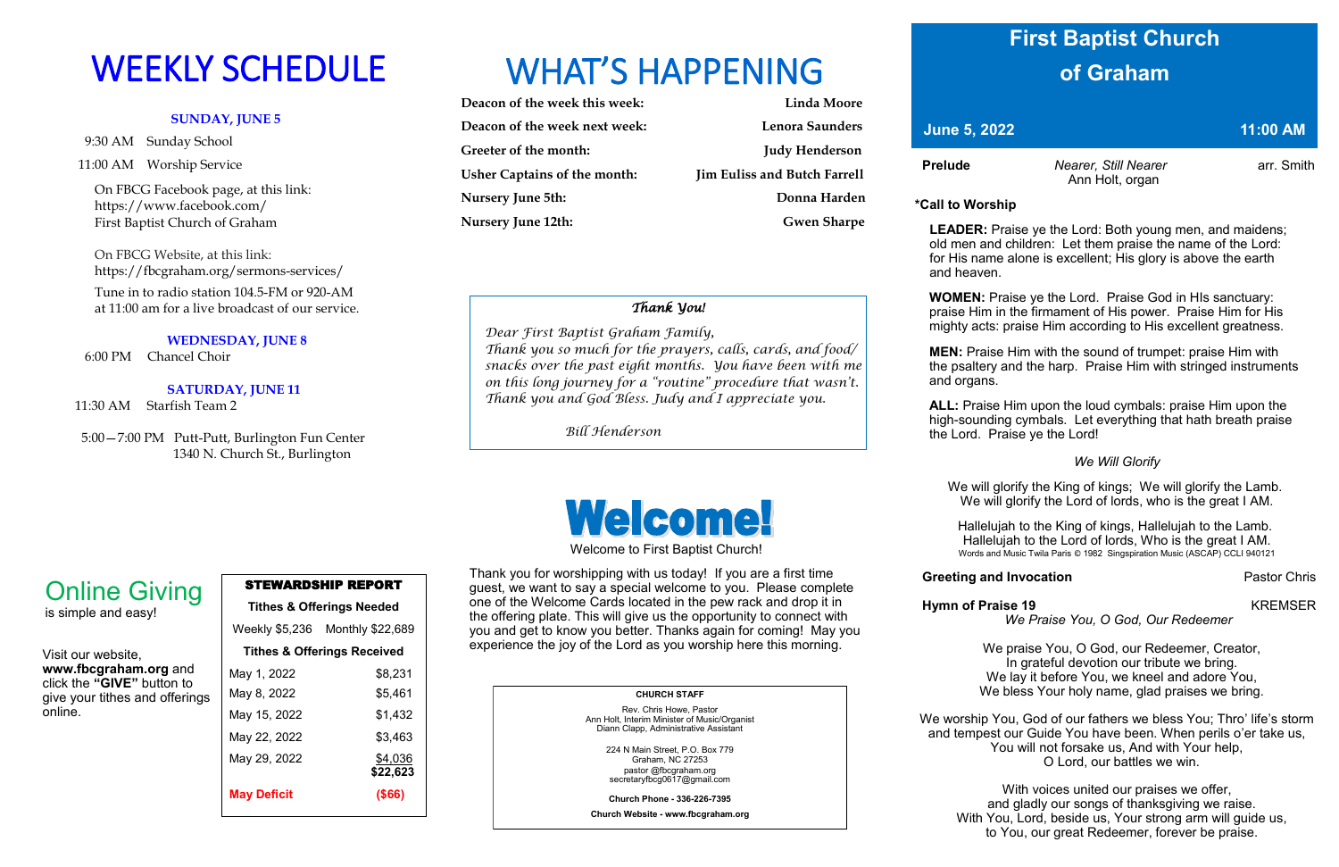# WEEKLY SCHEDULE

**SUNDAY, JUNE 5**

9:30 AM Sunday School

11:00 AM Worship Service

On FBCG Facebook page, at this link:
https://www.facebook.com/
First Baptist Church of Graham

On FBCG Website, at this link:
https://fbcgraham.org/sermons-services/

Tune in to radio station 104.5-FM or 920-AM at 11:00 am for a live broadcast of our service.

**WEDNESDAY, JUNE 8**

6:00 PM Chancel Choir

**SATURDAY, JUNE 11**

11:30 AM Starfish Team 2

5:00—7:00 PM Putt-Putt, Burlington Fun Center
1340 N. Church St., Burlington

## Online Giving

is simple and easy!

Visit our website, **www.fbcgraham.org** and click the **"GIVE"** button to give your tithes and offerings online.

| STEWARDSHIP REPORT | |
|---|---|
| **Tithes & Offerings Needed** | |
| Weekly $5,236 | Monthly $22,689 |
| **Tithes & Offerings Received** | |
| May 1, 2022 | $8,231 |
| May 8, 2022 | $5,461 |
| May 15, 2022 | $1,432 |
| May 22, 2022 | $3,463 |
| May 29, 2022 | $4,036 |
| | $22,623 |
| **May Deficit** | **($66)** |

# WHAT'S HAPPENING

| | |
|---|---|
| **Deacon of the week this week:** | **Linda Moore** |
| **Deacon of the week next week:** | **Lenora Saunders** |
| **Greeter of the month:** | **Judy Henderson** |
| **Usher Captains of the month:** | **Jim Euliss and Butch Farrell** |
| **Nursery June 5th:** | **Donna Harden** |
| **Nursery June 12th:** | **Gwen Sharpe** |

***Thank You!***

*Dear First Baptist Graham Family,*
*Thank you so much for the prayers, calls, cards, and food/snacks over the past eight months. You have been with me on this long journey for a "routine" procedure that wasn't. Thank you and God Bless. Judy and I appreciate you.*

*Bill Henderson*

## Welcome!

Welcome to First Baptist Church!

Thank you for worshipping with us today! If you are a first time guest, we want to say a special welcome to you. Please complete one of the Welcome Cards located in the pew rack and drop it in the offering plate. This will give us the opportunity to connect with you and get to know you better. Thanks again for coming! May you experience the joy of the Lord as you worship here this morning.

**CHURCH STAFF**

Rev. Chris Howe, Pastor
Ann Holt, Interim Minister of Music/Organist
Diann Clapp, Administrative Assistant

224 N Main Street, P.O. Box 779
Graham, NC 27253
pastor @fbcgraham.org
secretaryfbcg0617@gmail.com

**Church Phone - 336-226-7395**

**Church Website - www.fbcgraham.org**

# First Baptist Church of Graham

**June 5, 2022** **11:00 AM**

**Prelude** *Nearer, Still Nearer* arr. Smith
Ann Holt, organ

**\*Call to Worship**

**LEADER:** Praise ye the Lord: Both young men, and maidens; old men and children: Let them praise the name of the Lord: for His name alone is excellent; His glory is above the earth and heaven.

**WOMEN:** Praise ye the Lord. Praise God in HIs sanctuary: praise Him in the firmament of His power. Praise Him for His mighty acts: praise Him according to His excellent greatness.

**MEN:** Praise Him with the sound of trumpet: praise Him with the psaltery and the harp. Praise Him with stringed instruments and organs.

**ALL:** Praise Him upon the loud cymbals: praise Him upon the high-sounding cymbals. Let everything that hath breath praise the Lord. Praise ye the Lord!

*We Will Glorify*

We will glorify the King of kings; We will glorify the Lamb.
We will glorify the Lord of lords, who is the great I AM.

Hallelujah to the King of kings, Hallelujah to the Lamb.
Hallelujah to the Lord of lords, Who is the great I AM.
Words and Music Twila Paris © 1982 Singspiration Music (ASCAP) CCLI 940121

**Greeting and Invocation** Pastor Chris

**Hymn of Praise 19** KREMSER
*We Praise You, O God, Our Redeemer*

We praise You, O God, our Redeemer, Creator,
In grateful devotion our tribute we bring.
We lay it before You, we kneel and adore You,
We bless Your holy name, glad praises we bring.

We worship You, God of our fathers we bless You; Thro' life's storm and tempest our Guide You have been. When perils o'er take us,
You will not forsake us, And with Your help,
O Lord, our battles we win.

With voices united our praises we offer,
and gladly our songs of thanksgiving we raise.
With You, Lord, beside us, Your strong arm will guide us,
to You, our great Redeemer, forever be praise.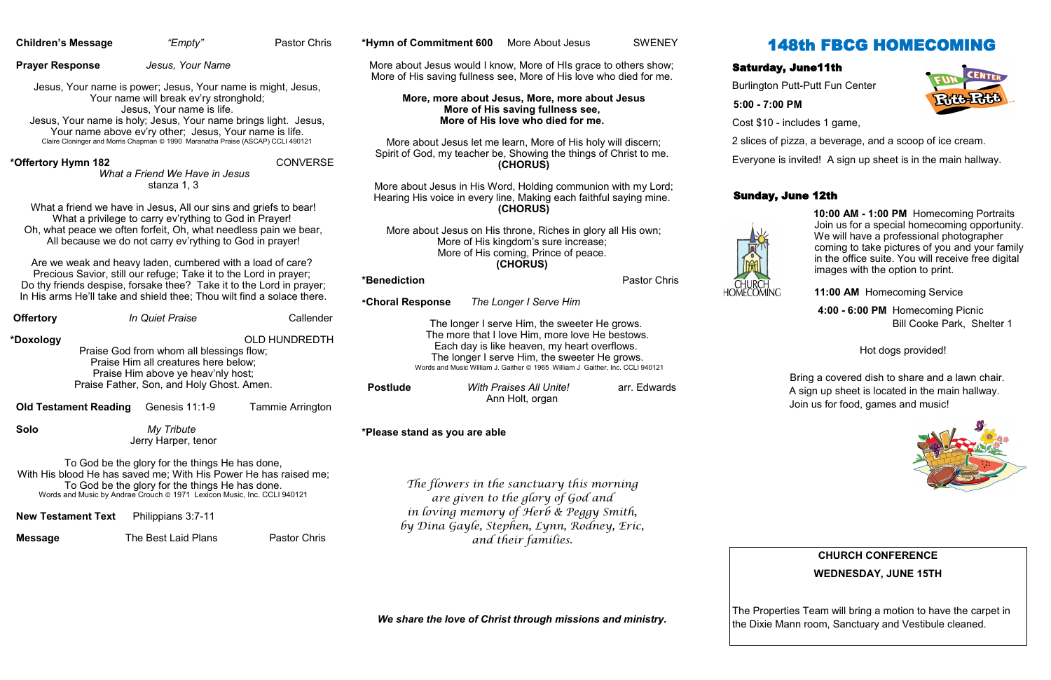**Children's Message** *"Empty"* Pastor Chris

**Prayer Response** *Jesus, Your Name*

Jesus, Your name is power; Jesus, Your name is might, Jesus,
Your name will break ev'ry stronghold;
Jesus, Your name is life.
Jesus, Your name is holy; Jesus, Your name brings light. Jesus,
Your name above ev'ry other; Jesus, Your name is life.

Claire Cloninger and Morris Chapman © 1990 Maranatha Praise (ASCAP) CCLI 490121

**\*Offertory Hymn 182** CONVERSE
*What a Friend We Have in Jesus*
stanza 1, 3

What a friend we have in Jesus, All our sins and griefs to bear!
What a privilege to carry ev'rything to God in Prayer!
Oh, what peace we often forfeit, Oh, what needless pain we bear,
All because we do not carry ev'rything to God in prayer!

Are we weak and heavy laden, cumbered with a load of care?
Precious Savior, still our refuge; Take it to the Lord in prayer;
Do thy friends despise, forsake thee? Take it to the Lord in prayer;
In His arms He'll take and shield thee; Thou wilt find a solace there.

**Offertory** *In Quiet Praise* Callender

**\*Doxology** OLD HUNDREDTH

Praise God from whom all blessings flow;
Praise Him all creatures here below;
Praise Him above ye heav'nly host;
Praise Father, Son, and Holy Ghost. Amen.

**Old Testament Reading** Genesis 11:1-9 Tammie Arrington

**Solo** *My Tribute*
Jerry Harper, tenor

To God be the glory for the things He has done,
With His blood He has saved me; With His Power He has raised me;
To God be the glory for the things He has done.

Words and Music by Andrae Crouch © 1971 Lexicon Music, Inc. CCLI 940121

**New Testament Text** Philippians 3:7-11

**Message** The Best Laid Plans Pastor Chris

**\*Hymn of Commitment 600** More About Jesus SWENEY

More about Jesus would I know, More of HIs grace to others show;
More of His saving fullness see, More of His love who died for me.

**More, more about Jesus, More, more about Jesus**
**More of His saving fullness see,**
**More of His love who died for me.**

More about Jesus let me learn, More of His holy will discern;
Spirit of God, my teacher be, Showing the things of Christ to me.
**(CHORUS)**

More about Jesus in His Word, Holding communion with my Lord;
Hearing His voice in every line, Making each faithful saying mine.
**(CHORUS)**

More about Jesus on His throne, Riches in glory all His own;
More of His kingdom's sure increase;
More of His coming, Prince of peace.
**(CHORUS)**

**\*Benediction** Pastor Chris

**\*Choral Response** *The Longer I Serve Him*

The longer I serve Him, the sweeter He grows.
The more that I love Him, more love He bestows.
Each day is like heaven, my heart overflows.
The longer I serve Him, the sweeter He grows.

Words and Music William J. Gaither © 1965 William J Gaither, Inc. CCLI 940121

**Postlude** *With Praises All Unite!* arr. Edwards
Ann Holt, organ

**\*Please stand as you are able**

*The flowers in the sanctuary this morning*
*are given to the glory of God and*
*in loving memory of Herb & Peggy Smith,*
*by Dina Gayle, Stephen, Lynn, Rodney, Eric,*
*and their families.*

***We share the love of Christ through missions and ministry.***

# 148th FBCG HOMECOMING

## Saturday, June11th

Burlington Putt-Putt Fun Center
**5:00 - 7:00 PM**
Cost $10 - includes 1 game,
2 slices of pizza, a beverage, and a scoop of ice cream.
Everyone is invited! A sign up sheet is in the main hallway.

## Sunday, June 12th

**10:00 AM - 1:00 PM** Homecoming Portraits
Join us for a special homecoming opportunity. We will have a professional photographer coming to take pictures of you and your family in the office suite. You will receive free digital images with the option to print.

**11:00 AM** Homecoming Service

**4:00 - 6:00 PM** Homecoming Picnic
Bill Cooke Park, Shelter 1

Hot dogs provided!

Bring a covered dish to share and a lawn chair.
A sign up sheet is located in the main hallway.
Join us for food, games and music!

**CHURCH CONFERENCE**
**WEDNESDAY, JUNE 15TH**

The Properties Team will bring a motion to have the carpet in the Dixie Mann room, Sanctuary and Vestibule cleaned.